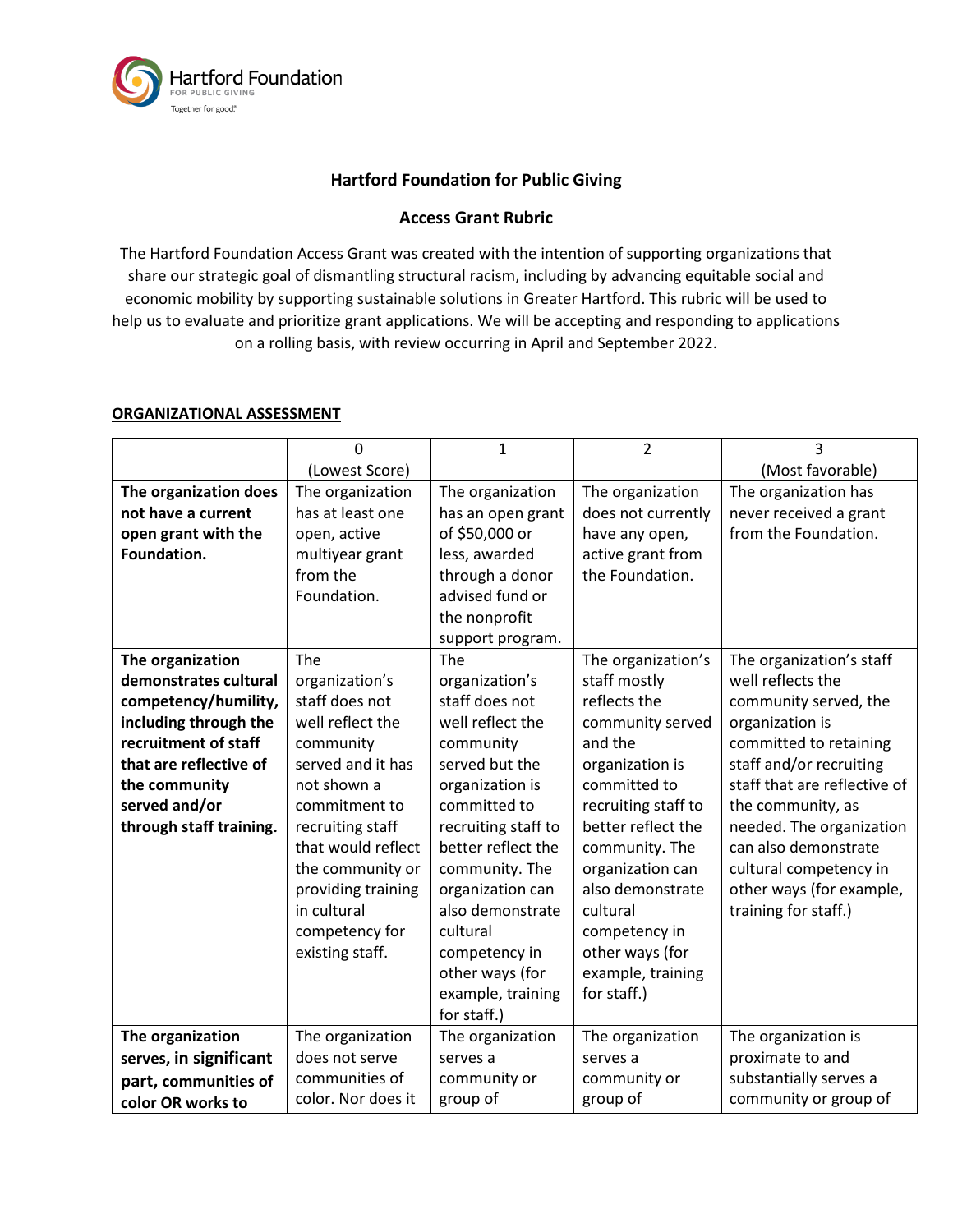Hartford Foundation FOR PUBLIC GIVING Together for good®

# Hartford Foundation for Public Giving

## Access Grant Rubric

The Hartford Foundation Access Grant was created with the intention of supporting organizations that share our strategic goal of dismantling structural racism, including by advancing equitable social and economic mobility by supporting sustainable solutions in Greater Hartford. This rubric will be used to help us to evaluate and prioritize grant applications. We will be accepting and responding to applications on a rolling basis, with review occurring in April and September 2022.

**ORGANIZATIONAL ASSESSMENT**

| | 0 (Lowest Score) | 1 | 2 | 3 (Most favorable) |
|---|---|---|---|---|
| **The organization does not have a current open grant with the Foundation.** | The organization has at least one open, active multiyear grant from the Foundation. | The organization has an open grant of $50,000 or less, awarded through a donor advised fund or the nonprofit support program. | The organization does not currently have any open, active grant from the Foundation. | The organization has never received a grant from the Foundation. |
| **The organization demonstrates cultural competency/humility, including through the recruitment of staff that are reflective of the community served and/or through staff training.** | The organization's staff does not well reflect the community served and it has not shown a commitment to recruiting staff that would reflect the community or providing training in cultural competency for existing staff. | The organization's staff does not well reflect the community served but the organization is committed to recruiting staff to better reflect the community. The organization can also demonstrate cultural competency in other ways (for example, training for staff.) | The organization's staff mostly reflects the community served and the organization is committed to recruiting staff to better reflect the community. The organization can also demonstrate cultural competency in other ways (for example, training for staff.) | The organization's staff well reflects the community served, the organization is committed to retaining staff and/or recruiting staff that are reflective of the community, as needed. The organization can also demonstrate cultural competency in other ways (for example, training for staff.) |
| **The organization serves, in significant part, communities of color OR works to** | The organization does not serve communities of color. Nor does it | The organization serves a community or group of | The organization serves a community or group of | The organization is proximate to and substantially serves a community or group of |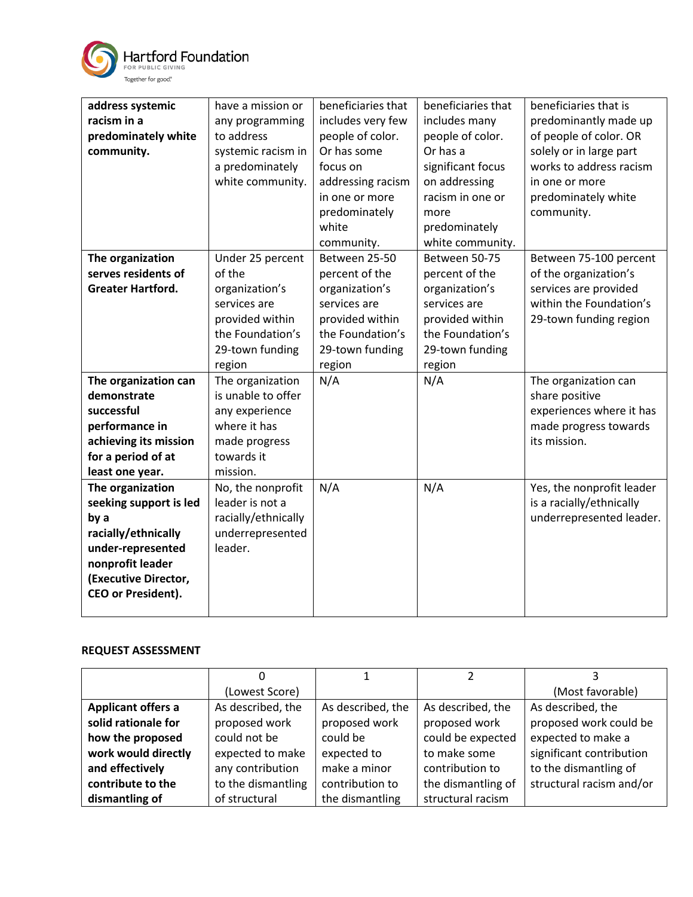| | | | | |
|---|---|---|---|---|
| **address systemic racism in a predominately white community.** | have a mission or any programming to address systemic racism in a predominately white community. | beneficiaries that includes very few people of color. Or has some focus on addressing racism in one or more predominately white community. | beneficiaries that includes many people of color. Or has a significant focus on addressing racism in one or more predominately white community. | beneficiaries that is predominantly made up of people of color. OR solely or in large part works to address racism in one or more predominately white community. |
| **The organization serves residents of Greater Hartford.** | Under 25 percent of the organization's services are provided within the Foundation's 29-town funding region | Between 25-50 percent of the organization's services are provided within the Foundation's 29-town funding region | Between 50-75 percent of the organization's services are provided within the Foundation's 29-town funding region | Between 75-100 percent of the organization's services are provided within the Foundation's 29-town funding region |
| **The organization can demonstrate successful performance in achieving its mission for a period of at least one year.** | The organization is unable to offer any experience where it has made progress towards it mission. | N/A | N/A | The organization can share positive experiences where it has made progress towards its mission. |
| **The organization seeking support is led by a racially/ethnically under-represented nonprofit leader (Executive Director, CEO or President).** | No, the nonprofit leader is not a racially/ethnically underrepresented leader. | N/A | N/A | Yes, the nonprofit leader is a racially/ethnically underrepresented leader. |

**REQUEST ASSESSMENT**

| | 0 (Lowest Score) | 1 | 2 | 3 (Most favorable) |
|---|---|---|---|---|
| **Applicant offers a solid rationale for how the proposed work would directly and effectively contribute to the dismantling of** | As described, the proposed work could not be expected to make any contribution to the dismantling of structural | As described, the proposed work could be expected to make a minor contribution to the dismantling | As described, the proposed work could be expected to make some contribution to the dismantling of structural racism | As described, the proposed work could be expected to make a significant contribution to the dismantling of structural racism and/or |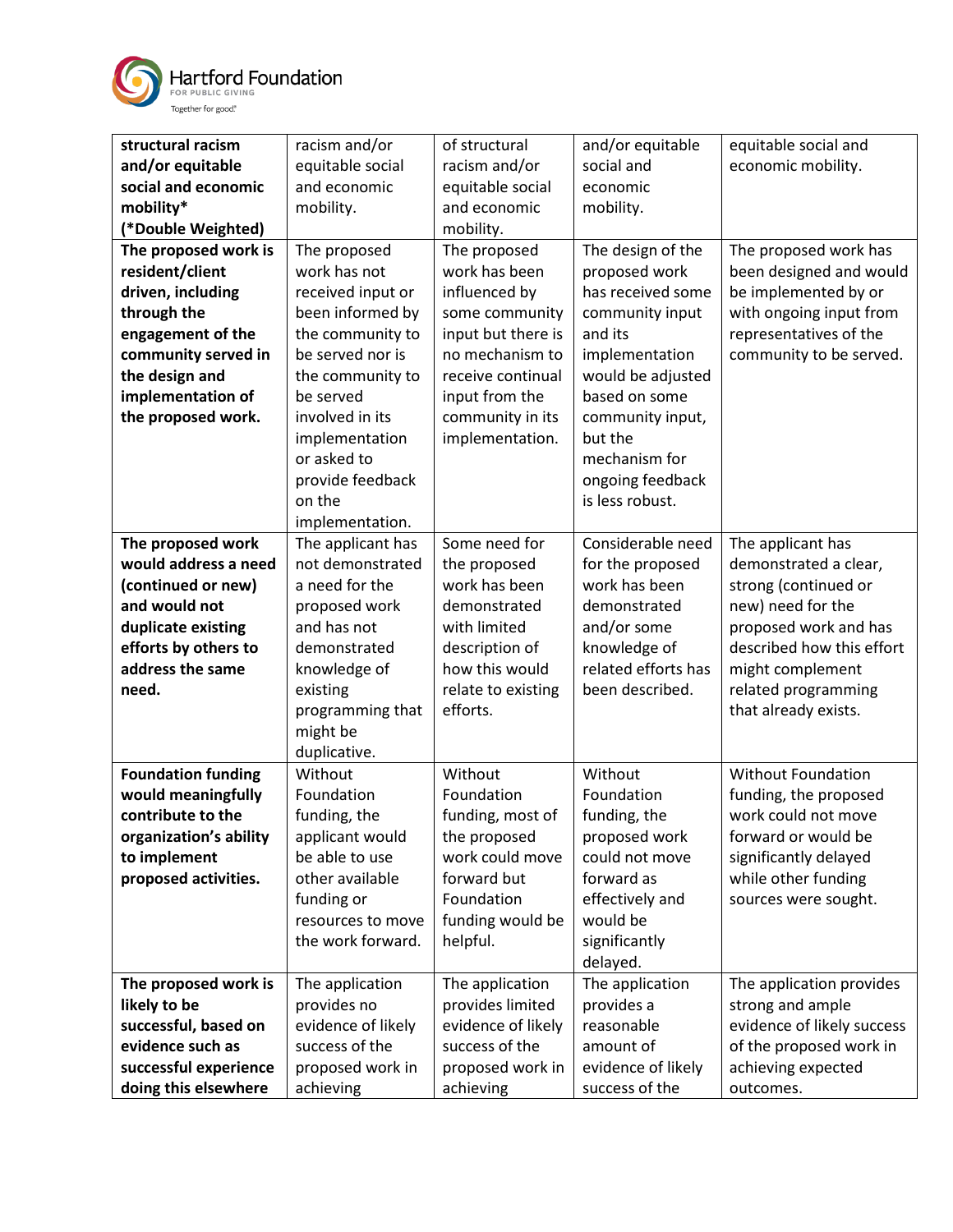| | | | | |
|---|---|---|---|---|
| **structural racism and/or equitable social and economic mobility\* (\*Double Weighted)** | racism and/or equitable social and economic mobility. | of structural racism and/or equitable social and economic mobility. | and/or equitable social and economic mobility. | equitable social and economic mobility. |
| **The proposed work is resident/client driven, including through the engagement of the community served in the design and implementation of the proposed work.** | The proposed work has not received input or been informed by the community to be served nor is the community to be served involved in its implementation or asked to provide feedback on the implementation. | The proposed work has been influenced by some community input but there is no mechanism to receive continual input from the community in its implementation. | The design of the proposed work has received some community input and its implementation would be adjusted based on some community input, but the mechanism for ongoing feedback is less robust. | The proposed work has been designed and would be implemented by or with ongoing input from representatives of the community to be served. |
| **The proposed work would address a need (continued or new) and would not duplicate existing efforts by others to address the same need.** | The applicant has not demonstrated a need for the proposed work and has not demonstrated knowledge of existing programming that might be duplicative. | Some need for the proposed work has been demonstrated with limited description of how this would relate to existing efforts. | Considerable need for the proposed work has been demonstrated and/or some knowledge of related efforts has been described. | The applicant has demonstrated a clear, strong (continued or new) need for the proposed work and has described how this effort might complement related programming that already exists. |
| **Foundation funding would meaningfully contribute to the organization's ability to implement proposed activities.** | Without Foundation funding, the applicant would be able to use other available funding or resources to move the work forward. | Without Foundation funding, most of the proposed work could move forward but Foundation funding would be helpful. | Without Foundation funding, the proposed work could not move forward effectively and would be significantly delayed. | Without Foundation funding, the proposed work could not move forward or would be significantly delayed while other funding sources were sought. |
| **The proposed work is likely to be successful, based on evidence such as successful experience doing this elsewhere** | The application provides no evidence of likely success of the proposed work in achieving | The application provides limited evidence of likely success of the proposed work in achieving | The application provides a reasonable amount of evidence of likely success of the | The application provides strong and ample evidence of likely success of the proposed work in achieving expected outcomes. |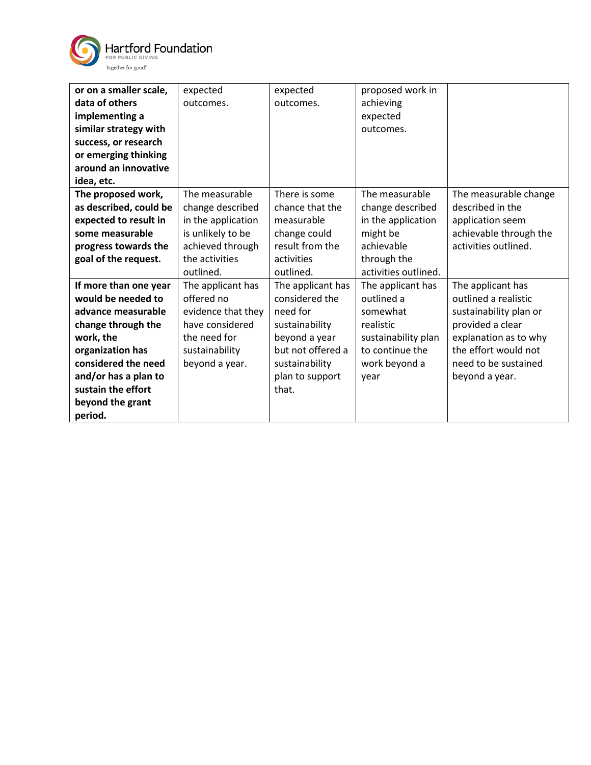| | | | | |
|---|---|---|---|---|
| **or on a smaller scale, data of others implementing a similar strategy with success, or research or emerging thinking around an innovative idea, etc.** | expected outcomes. | expected outcomes. | proposed work in achieving expected outcomes. | |
| **The proposed work, as described, could be expected to result in some measurable progress towards the goal of the request.** | The measurable change described in the application is unlikely to be achieved through the activities outlined. | There is some chance that the measurable change could result from the activities outlined. | The measurable change described in the application might be achievable through the activities outlined. | The measurable change described in the application seem achievable through the activities outlined. |
| **If more than one year would be needed to advance measurable change through the work, the organization has considered the need and/or has a plan to sustain the effort beyond the grant period.** | The applicant has offered no evidence that they have considered the need for sustainability beyond a year. | The applicant has considered the need for sustainability beyond a year but not offered a sustainability plan to support that. | The applicant has outlined a somewhat realistic sustainability plan to continue the work beyond a year | The applicant has outlined a realistic sustainability plan or provided a clear explanation as to why the effort would not need to be sustained beyond a year. |